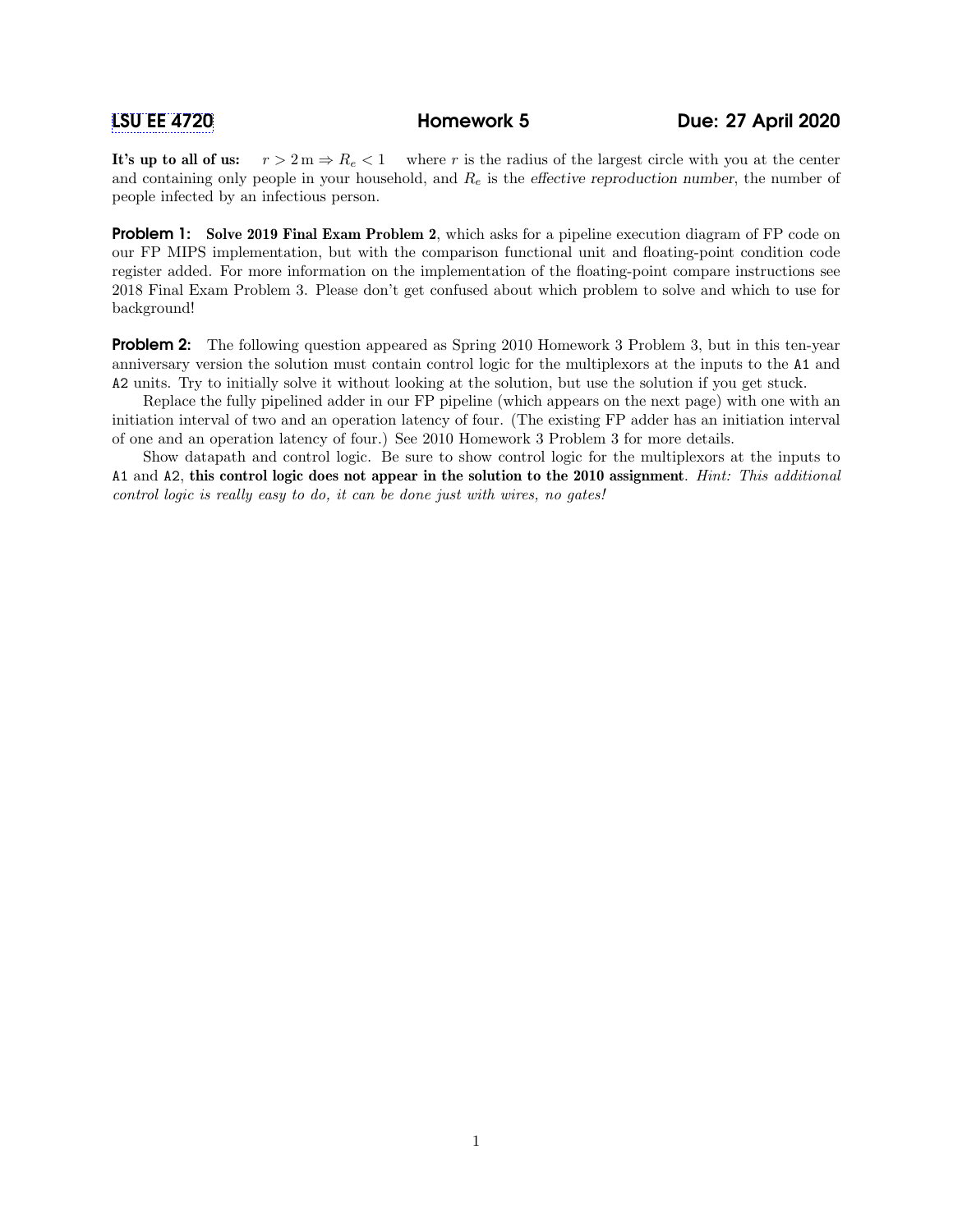# LSU EE 4720 Homework 5 Due: 27 April 2020

**It's up to all of us:** $r > 2\,\mathrm{m} \Rightarrow R_e < 1$ where $r$ is the radius of the largest circle with you at the center and containing only people in your household, and $R_e$ is the *effective reproduction number*, the number of people infected by an infectious person.

**Problem 1:** **Solve 2019 Final Exam Problem 2**, which asks for a pipeline execution diagram of FP code on our FP MIPS implementation, but with the comparison functional unit and floating-point condition code register added. For more information on the implementation of the floating-point compare instructions see 2018 Final Exam Problem 3. Please don't get confused about which problem to solve and which to use for background!

**Problem 2:** The following question appeared as Spring 2010 Homework 3 Problem 3, but in this ten-year anniversary version the solution must contain control logic for the multiplexors at the inputs to the `A1` and `A2` units. Try to initially solve it without looking at the solution, but use the solution if you get stuck.

Replace the fully pipelined adder in our FP pipeline (which appears on the next page) with one with an initiation interval of two and an operation latency of four. (The existing FP adder has an initiation interval of one and an operation latency of four.) See 2010 Homework 3 Problem 3 for more details.

Show datapath and control logic. Be sure to show control logic for the multiplexors at the inputs to `A1` and `A2`, **this control logic does not appear in the solution to the 2010 assignment**. *Hint: This additional control logic is really easy to do, it can be done just with wires, no gates!*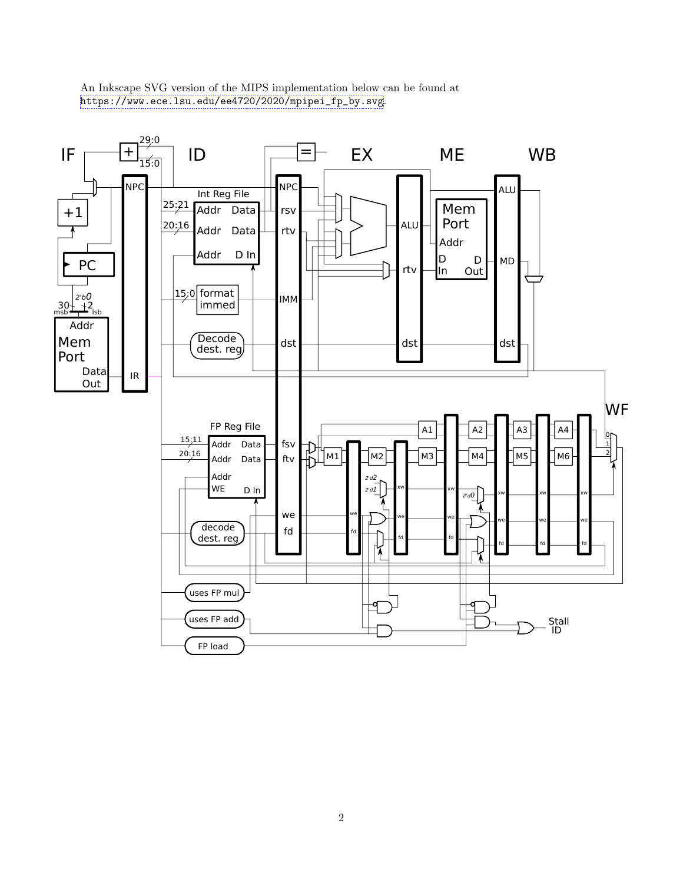An Inkscape SVG version of the MIPS implementation below can be found at https://www.ece.lsu.edu/ee4720/2020/mpipei_fp_by.svg.

IF
ID
EX
ME
WB
WF

29:0
15:0
+
=
+1
PC
NPC
IR
2'b0
30
2
msb
lsb
Addr
Mem Port
Data Out

Int Reg File
25:21
20:16
Addr
Data
Addr
Data
Addr
D In
15:0
format immed
Decode dest. reg
NPC
rsv
rtv
IMM
dst

ALU
rtv
dst
Mem Port
Addr
D In
D Out
ALU
MD
dst

FP Reg File
15:11
20:16
Addr
Data
Addr
Data
Addr
WE
D In
decode dest. reg
fsv
ftv
we
fd

M1
M2
M3
M4
M5
M6
A1
A2
A3
A4
xw
we
fd
2'd2
2'd1
2'd0
0
1
2

uses FP mul
uses FP add
FP load
Stall ID